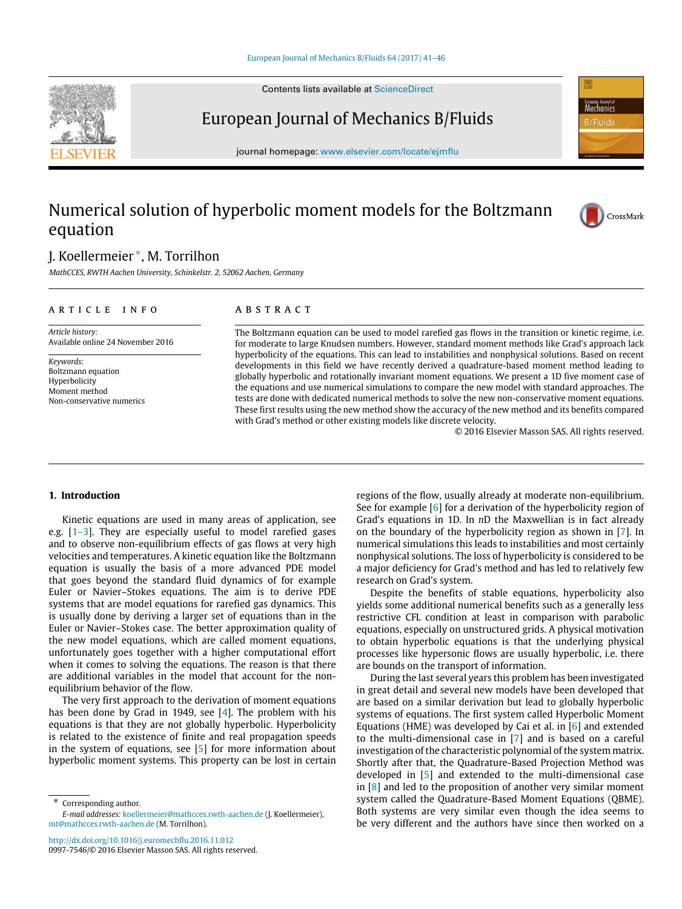Contents lists available at ScienceDirect

European Journal of Mechanics B/Fluids

journal homepage: www.elsevier.com/locate/ejmflu

# Numerical solution of hyperbolic moment models for the Boltzmann equation

J. Koellermeier *, M. Torrilhon

*MathCCES, RWTH Aachen University, Schinkelstr. 2, 52062 Aachen, Germany*

## ARTICLE INFO

*Article history:*
Available online 24 November 2016

*Keywords:*
Boltzmann equation
Hyperbolicity
Moment method
Non-conservative numerics

## ABSTRACT

The Boltzmann equation can be used to model rarefied gas flows in the transition or kinetic regime, i.e. for moderate to large Knudsen numbers. However, standard moment methods like Grad's approach lack hyperbolicity of the equations. This can lead to instabilities and nonphysical solutions. Based on recent developments in this field we have recently derived a quadrature-based moment method leading to globally hyperbolic and rotationally invariant moment equations. We present a 1D five moment case of the equations and use numerical simulations to compare the new model with standard approaches. The tests are done with dedicated numerical methods to solve the new non-conservative moment equations. These first results using the new method show the accuracy of the new method and its benefits compared with Grad's method or other existing models like discrete velocity.

© 2016 Elsevier Masson SAS. All rights reserved.

## 1. Introduction

Kinetic equations are used in many areas of application, see e.g. [1–3]. They are especially useful to model rarefied gases and to observe non-equilibrium effects of gas flows at very high velocities and temperatures. A kinetic equation like the Boltzmann equation is usually the basis of a more advanced PDE model that goes beyond the standard fluid dynamics of for example Euler or Navier–Stokes equations. The aim is to derive PDE systems that are model equations for rarefied gas dynamics. This is usually done by deriving a larger set of equations than in the Euler or Navier–Stokes case. The better approximation quality of the new model equations, which are called moment equations, unfortunately goes together with a higher computational effort when it comes to solving the equations. The reason is that there are additional variables in the model that account for the non-equilibrium behavior of the flow.

The very first approach to the derivation of moment equations has been done by Grad in 1949, see [4]. The problem with his equations is that they are not globally hyperbolic. Hyperbolicity is related to the existence of finite and real propagation speeds in the system of equations, see [5] for more information about hyperbolic moment systems. This property can be lost in certain regions of the flow, usually already at moderate non-equilibrium. See for example [6] for a derivation of the hyperbolicity region of Grad's equations in 1D. In $n$D the Maxwellian is in fact already on the boundary of the hyperbolicity region as shown in [7]. In numerical simulations this leads to instabilities and most certainly nonphysical solutions. The loss of hyperbolicity is considered to be a major deficiency for Grad's method and has led to relatively few research on Grad's system.

Despite the benefits of stable equations, hyperbolicity also yields some additional numerical benefits such as a generally less restrictive CFL condition at least in comparison with parabolic equations, especially on unstructured grids. A physical motivation to obtain hyperbolic equations is that the underlying physical processes like hypersonic flows are usually hyperbolic, i.e. there are bounds on the transport of information.

During the last several years this problem has been investigated in great detail and several new models have been developed that are based on a similar derivation but lead to globally hyperbolic systems of equations. The first system called Hyperbolic Moment Equations (HME) was developed by Cai et al. in [6] and extended to the multi-dimensional case in [7] and is based on a careful investigation of the characteristic polynomial of the system matrix. Shortly after that, the Quadrature-Based Projection Method was developed in [5] and extended to the multi-dimensional case in [8] and led to the proposition of another very similar moment system called the Quadrature-Based Moment Equations (QBME). Both systems are very similar even though the idea seems to be very different and the authors have since then worked on a

* Corresponding author.
*E-mail addresses:* koellermeier@mathcces.rwth-aachen.de (J. Koellermeier), mt@mathcces.rwth-aachen.de (M. Torrilhon).

http://dx.doi.org/10.1016/j.euromechflu.2016.11.012
0997-7546/© 2016 Elsevier Masson SAS. All rights reserved.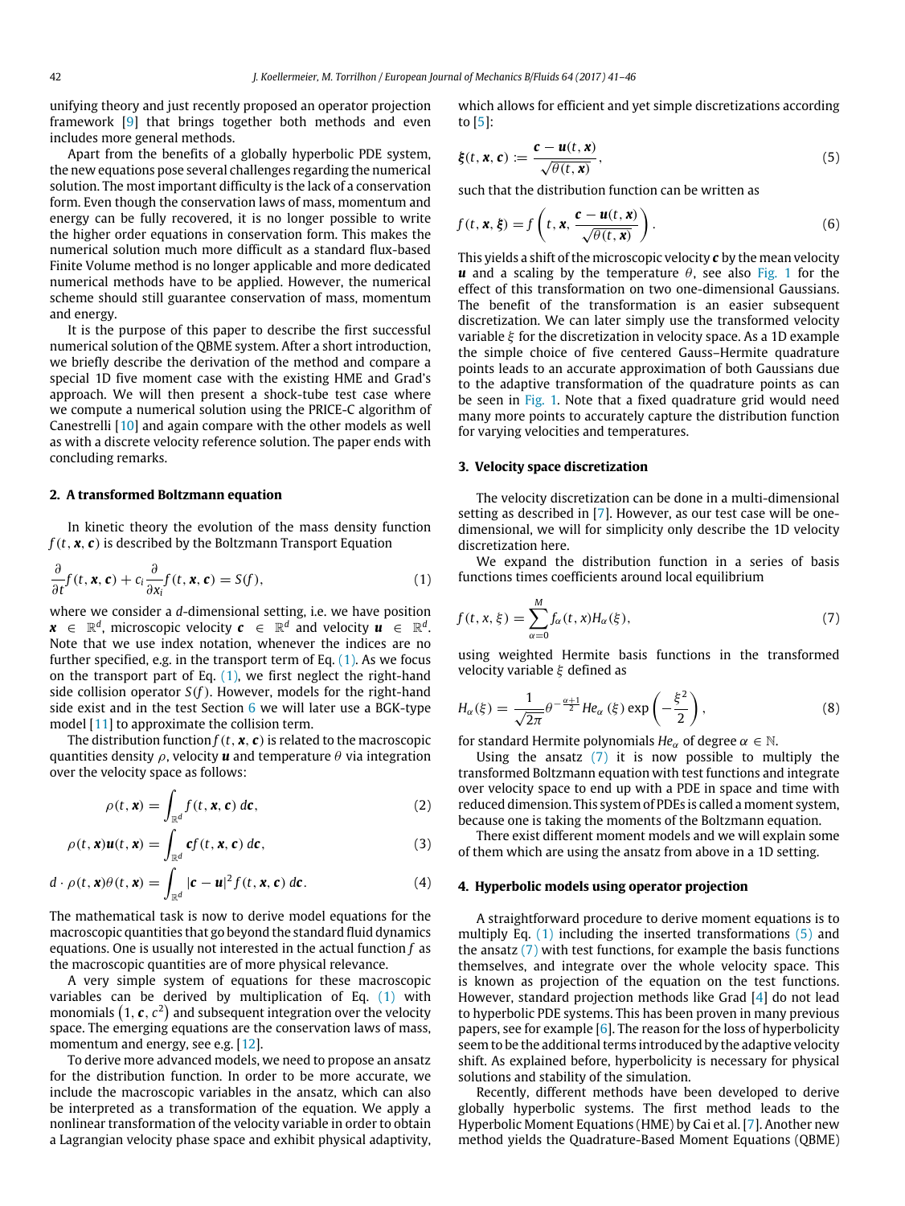unifying theory and just recently proposed an operator projection framework [9] that brings together both methods and even includes more general methods.

Apart from the benefits of a globally hyperbolic PDE system, the new equations pose several challenges regarding the numerical solution. The most important difficulty is the lack of a conservation form. Even though the conservation laws of mass, momentum and energy can be fully recovered, it is no longer possible to write the higher order equations in conservation form. This makes the numerical solution much more difficult as a standard flux-based Finite Volume method is no longer applicable and more dedicated numerical methods have to be applied. However, the numerical scheme should still guarantee conservation of mass, momentum and energy.

It is the purpose of this paper to describe the first successful numerical solution of the QBME system. After a short introduction, we briefly describe the derivation of the method and compare a special 1D five moment case with the existing HME and Grad's approach. We will then present a shock-tube test case where we compute a numerical solution using the PRICE-C algorithm of Canestrelli [10] and again compare with the other models as well as with a discrete velocity reference solution. The paper ends with concluding remarks.

## 2. A transformed Boltzmann equation

In kinetic theory the evolution of the mass density function $f(t, \boldsymbol{x}, \boldsymbol{c})$ is described by the Boltzmann Transport Equation

$$\frac{\partial}{\partial t} f(t, \boldsymbol{x}, \boldsymbol{c}) + c_i \frac{\partial}{\partial x_i} f(t, \boldsymbol{x}, \boldsymbol{c}) = S(f), \tag{1}$$

where we consider a $d$-dimensional setting, i.e. we have position $\boldsymbol{x} \in \mathbb{R}^d$, microscopic velocity $\boldsymbol{c} \in \mathbb{R}^d$ and velocity $\boldsymbol{u} \in \mathbb{R}^d$. Note that we use index notation, whenever the indices are no further specified, e.g. in the transport term of Eq. (1). As we focus on the transport part of Eq. (1), we first neglect the right-hand side collision operator $S(f)$. However, models for the right-hand side exist and in the test Section 6 we will later use a BGK-type model [11] to approximate the collision term.

The distribution function $f(t, \boldsymbol{x}, \boldsymbol{c})$ is related to the macroscopic quantities density $\rho$, velocity $\boldsymbol{u}$ and temperature $\theta$ via integration over the velocity space as follows:

$$\rho(t, \boldsymbol{x}) = \int_{\mathbb{R}^d} f(t, \boldsymbol{x}, \boldsymbol{c}) \, d\boldsymbol{c}, \tag{2}$$

$$\rho(t, \boldsymbol{x}) \boldsymbol{u}(t, \boldsymbol{x}) = \int_{\mathbb{R}^d} \boldsymbol{c} f(t, \boldsymbol{x}, \boldsymbol{c}) \, d\boldsymbol{c}, \tag{3}$$

$$d \cdot \rho(t, \boldsymbol{x}) \theta(t, \boldsymbol{x}) = \int_{\mathbb{R}^d} |\boldsymbol{c} - \boldsymbol{u}|^2 f(t, \boldsymbol{x}, \boldsymbol{c}) \, d\boldsymbol{c}. \tag{4}$$

The mathematical task is now to derive model equations for the macroscopic quantities that go beyond the standard fluid dynamics equations. One is usually not interested in the actual function $f$ as the macroscopic quantities are of more physical relevance.

A very simple system of equations for these macroscopic variables can be derived by multiplication of Eq. (1) with monomials $\left(1, \boldsymbol{c}, c^2\right)$ and subsequent integration over the velocity space. The emerging equations are the conservation laws of mass, momentum and energy, see e.g. [12].

To derive more advanced models, we need to propose an ansatz for the distribution function. In order to be more accurate, we include the macroscopic variables in the ansatz, which can also be interpreted as a transformation of the equation. We apply a nonlinear transformation of the velocity variable in order to obtain a Lagrangian velocity phase space and exhibit physical adaptivity, which allows for efficient and yet simple discretizations according to [5]:

$$\boldsymbol{\xi}(t, \boldsymbol{x}, \boldsymbol{c}) := \frac{\boldsymbol{c} - \boldsymbol{u}(t, \boldsymbol{x})}{\sqrt{\theta(t, \boldsymbol{x})}}, \tag{5}$$

such that the distribution function can be written as

$$f(t, \boldsymbol{x}, \boldsymbol{\xi}) = f\left(t, \boldsymbol{x}, \frac{\boldsymbol{c} - \boldsymbol{u}(t, \boldsymbol{x})}{\sqrt{\theta(t, \boldsymbol{x})}}\right). \tag{6}$$

This yields a shift of the microscopic velocity $\boldsymbol{c}$ by the mean velocity $\boldsymbol{u}$ and a scaling by the temperature $\theta$, see also Fig. 1 for the effect of this transformation on two one-dimensional Gaussians. The benefit of the transformation is an easier subsequent discretization. We can later simply use the transformed velocity variable $\xi$ for the discretization in velocity space. As a 1D example the simple choice of five centered Gauss–Hermite quadrature points leads to an accurate approximation of both Gaussians due to the adaptive transformation of the quadrature points as can be seen in Fig. 1. Note that a fixed quadrature grid would need many more points to accurately capture the distribution function for varying velocities and temperatures.

## 3. Velocity space discretization

The velocity discretization can be done in a multi-dimensional setting as described in [7]. However, as our test case will be one-dimensional, we will for simplicity only describe the 1D velocity discretization here.

We expand the distribution function in a series of basis functions times coefficients around local equilibrium

$$f(t, x, \xi) = \sum_{\alpha=0}^{M} f_\alpha(t, x) H_\alpha(\xi), \tag{7}$$

using weighted Hermite basis functions in the transformed velocity variable $\xi$ defined as

$$H_\alpha(\xi) = \frac{1}{\sqrt{2\pi}} \theta^{-\frac{\alpha+1}{2}} He_\alpha(\xi) \exp\left(-\frac{\xi^2}{2}\right), \tag{8}$$

for standard Hermite polynomials $He_\alpha$ of degree $\alpha \in \mathbb{N}$.

Using the ansatz (7) it is now possible to multiply the transformed Boltzmann equation with test functions and integrate over velocity space to end up with a PDE in space and time with reduced dimension. This system of PDEs is called a moment system, because one is taking the moments of the Boltzmann equation.

There exist different moment models and we will explain some of them which are using the ansatz from above in a 1D setting.

## 4. Hyperbolic models using operator projection

A straightforward procedure to derive moment equations is to multiply Eq. (1) including the inserted transformations (5) and the ansatz (7) with test functions, for example the basis functions themselves, and integrate over the whole velocity space. This is known as projection of the equation on the test functions. However, standard projection methods like Grad [4] do not lead to hyperbolic PDE systems. This has been proven in many previous papers, see for example [6]. The reason for the loss of hyperbolicity seem to be the additional terms introduced by the adaptive velocity shift. As explained before, hyperbolicity is necessary for physical solutions and stability of the simulation.

Recently, different methods have been developed to derive globally hyperbolic systems. The first method leads to the Hyperbolic Moment Equations (HME) by Cai et al. [7]. Another new method yields the Quadrature-Based Moment Equations (QBME)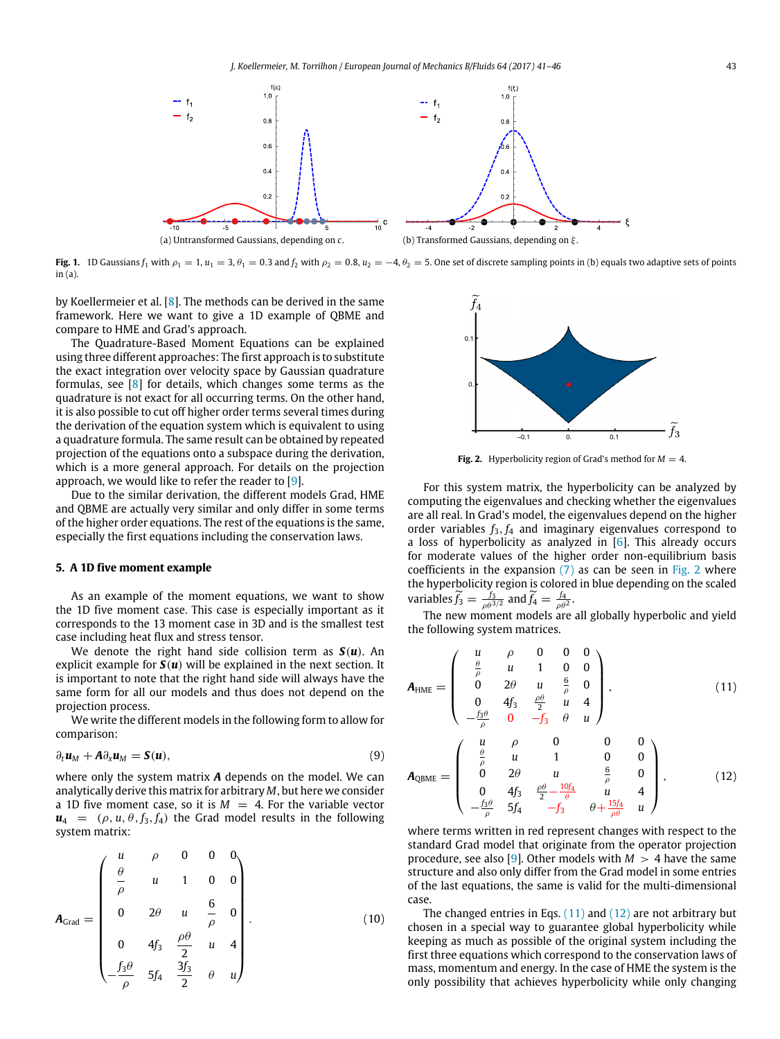(a) Untransformed Gaussians, depending on $c$.

(b) Transformed Gaussians, depending on $\xi$.

**Fig. 1.** 1D Gaussians $f_1$ with $\rho_1 = 1, u_1 = 3, \theta_1 = 0.3$ and $f_2$ with $\rho_2 = 0.8, u_2 = -4, \theta_2 = 5$. One set of discrete sampling points in (b) equals two adaptive sets of points in (a).

by Koellermeier et al. [8]. The methods can be derived in the same framework. Here we want to give a 1D example of QBME and compare to HME and Grad's approach.

The Quadrature-Based Moment Equations can be explained using three different approaches: The first approach is to substitute the exact integration over velocity space by Gaussian quadrature formulas, see [8] for details, which changes some terms as the quadrature is not exact for all occurring terms. On the other hand, it is also possible to cut off higher order terms several times during the derivation of the equation system which is equivalent to using a quadrature formula. The same result can be obtained by repeated projection of the equations onto a subspace during the derivation, which is a more general approach. For details on the projection approach, we would like to refer the reader to [9].

Due to the similar derivation, the different models Grad, HME and QBME are actually very similar and only differ in some terms of the higher order equations. The rest of the equations is the same, especially the first equations including the conservation laws.

## 5. A 1D five moment example

As an example of the moment equations, we want to show the 1D five moment case. This case is especially important as it corresponds to the 13 moment case in 3D and is the smallest test case including heat flux and stress tensor.

We denote the right hand side collision term as $\boldsymbol{S}(\boldsymbol{u})$. An explicit example for $\boldsymbol{S}(\boldsymbol{u})$ will be explained in the next section. It is important to note that the right hand side will always have the same form for all our models and thus does not depend on the projection process.

We write the different models in the following form to allow for comparison:

$$\partial_t \boldsymbol{u}_M + \boldsymbol{A}\partial_x \boldsymbol{u}_M = \boldsymbol{S}(\boldsymbol{u}), \tag{9}$$

where only the system matrix $\boldsymbol{A}$ depends on the model. We can analytically derive this matrix for arbitrary $M$, but here we consider a 1D five moment case, so it is $M = 4$. For the variable vector $\boldsymbol{u}_4 = (\rho, u, \theta, f_3, f_4)$ the Grad model results in the following system matrix:

$$\boldsymbol{A}_{\text{Grad}} = \begin{pmatrix} u & \rho & 0 & 0 & 0 \\ \frac{\theta}{\rho} & u & 1 & 0 & 0 \\ 0 & 2\theta & u & \frac{6}{\rho} & 0 \\ 0 & 4f_3 & \frac{\rho\theta}{2} & u & 4 \\ -\frac{f_3\theta}{\rho} & 5f_4 & \frac{3f_3}{2} & \theta & u \end{pmatrix}. \tag{10}$$

**Fig. 2.** Hyperbolicity region of Grad's method for $M = 4$.

For this system matrix, the hyperbolicity can be analyzed by computing the eigenvalues and checking whether the eigenvalues are all real. In Grad's model, the eigenvalues depend on the higher order variables $f_3, f_4$ and imaginary eigenvalues correspond to a loss of hyperbolicity as analyzed in [6]. This already occurs for moderate values of the higher order non-equilibrium basis coefficients in the expansion (7) as can be seen in Fig. 2 where the hyperbolicity region is colored in blue depending on the scaled variables $\widetilde{f}_3 = \frac{f_3}{\rho\theta^{3/2}}$ and $\widetilde{f}_4 = \frac{f_4}{\rho\theta^2}$.

The new moment models are all globally hyperbolic and yield the following system matrices.

$$\boldsymbol{A}_{\text{HME}} = \begin{pmatrix} u & \rho & 0 & 0 & 0 \\ \frac{\theta}{\rho} & u & 1 & 0 & 0 \\ 0 & 2\theta & u & \frac{6}{\rho} & 0 \\ 0 & 4f_3 & \frac{\rho\theta}{2} & u & 4 \\ -\frac{f_3\theta}{\rho} & 0 & -f_3 & \theta & u \end{pmatrix}, \tag{11}$$

$$\boldsymbol{A}_{\text{QBME}} = \begin{pmatrix} u & \rho & 0 & 0 & 0 \\ \frac{\theta}{\rho} & u & 1 & 0 & 0 \\ 0 & 2\theta & u & \frac{6}{\rho} & 0 \\ 0 & 4f_3 & \frac{\rho\theta}{2} - \frac{10f_4}{\theta} & u & 4 \\ -\frac{f_3\theta}{\rho} & 5f_4 & -f_3 & \theta + \frac{15f_4}{\rho\theta} & u \end{pmatrix}, \tag{12}$$

where terms written in red represent changes with respect to the standard Grad model that originate from the operator projection procedure, see also [9]. Other models with $M > 4$ have the same structure and also only differ from the Grad model in some entries of the last equations, the same is valid for the multi-dimensional case.

The changed entries in Eqs. (11) and (12) are not arbitrary but chosen in a special way to guarantee global hyperbolicity while keeping as much as possible of the original system including the first three equations which correspond to the conservation laws of mass, momentum and energy. In the case of HME the system is the only possibility that achieves hyperbolicity while only changing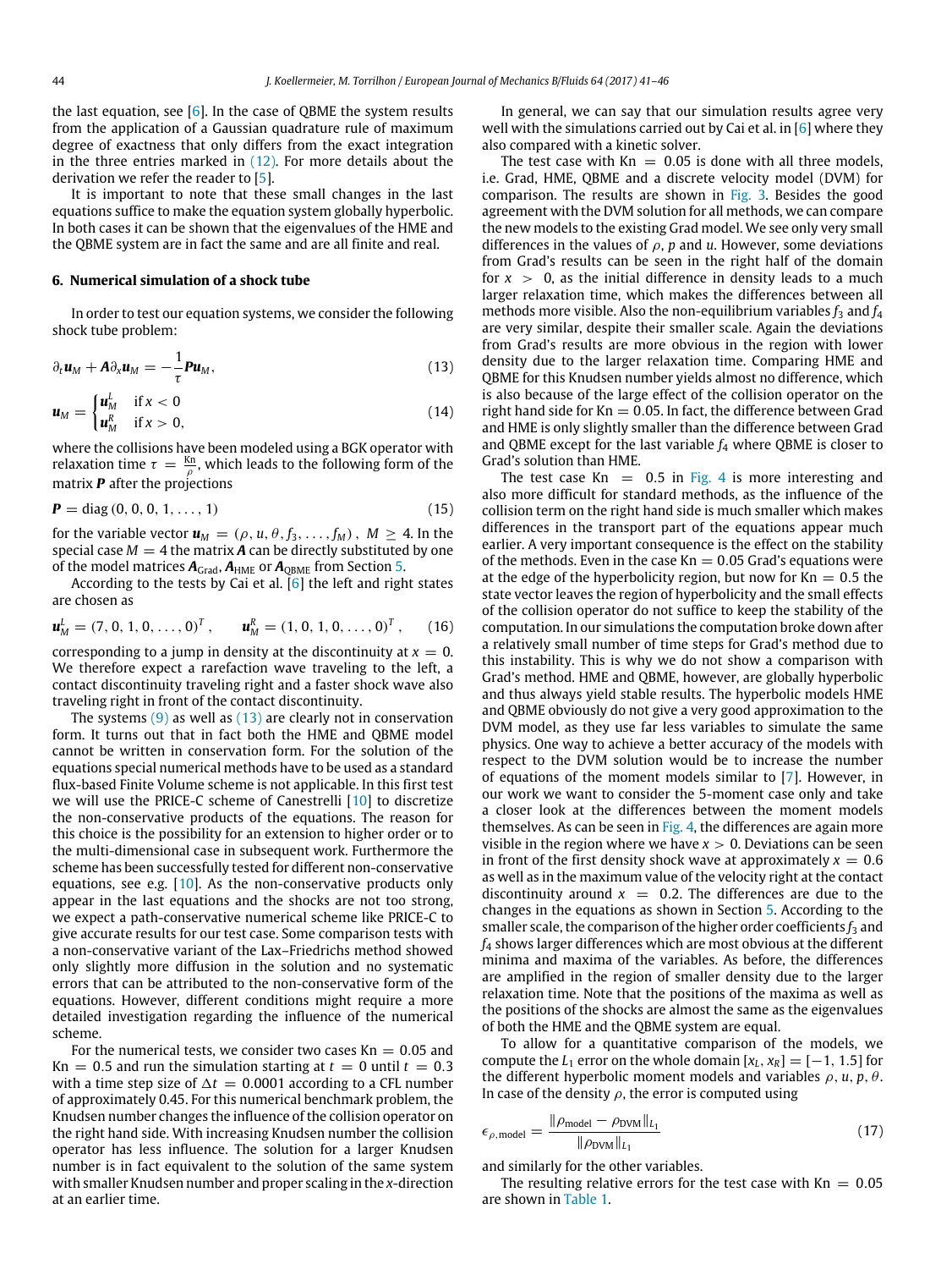the last equation, see [6]. In the case of QBME the system results from the application of a Gaussian quadrature rule of maximum degree of exactness that only differs from the exact integration in the three entries marked in (12). For more details about the derivation we refer the reader to [5].

It is important to note that these small changes in the last equations suffice to make the equation system globally hyperbolic. In both cases it can be shown that the eigenvalues of the HME and the QBME system are in fact the same and are all finite and real.

## 6. Numerical simulation of a shock tube

In order to test our equation systems, we consider the following shock tube problem:

$$\partial_t \boldsymbol{u}_M + \boldsymbol{A}\partial_x \boldsymbol{u}_M = -\frac{1}{\tau}\boldsymbol{P}\boldsymbol{u}_M, \tag{13}$$

$$\boldsymbol{u}_M = \begin{cases} \boldsymbol{u}_M^L & \text{if } x < 0 \\ \boldsymbol{u}_M^R & \text{if } x > 0, \end{cases} \tag{14}$$

where the collisions have been modeled using a BGK operator with relaxation time $\tau = \frac{\mathrm{Kn}}{\rho}$, which leads to the following form of the matrix $\boldsymbol{P}$ after the projections

$$\boldsymbol{P} = \operatorname{diag}(0, 0, 0, 1, \ldots, 1) \tag{15}$$

for the variable vector $\boldsymbol{u}_M = (\rho, u, \theta, f_3, \ldots, f_M)$, $M \geq 4$. In the special case $M = 4$ the matrix $\boldsymbol{A}$ can be directly substituted by one of the model matrices $\boldsymbol{A}_{\mathrm{Grad}}, \boldsymbol{A}_{\mathrm{HME}}$ or $\boldsymbol{A}_{\mathrm{QBME}}$ from Section 5.

According to the tests by Cai et al. [6] the left and right states are chosen as

$$\boldsymbol{u}_M^L = (7, 0, 1, 0, \ldots, 0)^T, \qquad \boldsymbol{u}_M^R = (1, 0, 1, 0, \ldots, 0)^T, \tag{16}$$

corresponding to a jump in density at the discontinuity at $x = 0$. We therefore expect a rarefaction wave traveling to the left, a contact discontinuity traveling right and a faster shock wave also traveling right in front of the contact discontinuity.

The systems (9) as well as (13) are clearly not in conservation form. It turns out that in fact both the HME and QBME model cannot be written in conservation form. For the solution of the equations special numerical methods have to be used as a standard flux-based Finite Volume scheme is not applicable. In this first test we will use the PRICE-C scheme of Canestrelli [10] to discretize the non-conservative products of the equations. The reason for this choice is the possibility for an extension to higher order or to the multi-dimensional case in subsequent work. Furthermore the scheme has been successfully tested for different non-conservative equations, see e.g. [10]. As the non-conservative products only appear in the last equations and the shocks are not too strong, we expect a path-conservative numerical scheme like PRICE-C to give accurate results for our test case. Some comparison tests with a non-conservative variant of the Lax–Friedrichs method showed only slightly more diffusion in the solution and no systematic errors that can be attributed to the non-conservative form of the equations. However, different conditions might require a more detailed investigation regarding the influence of the numerical scheme.

For the numerical tests, we consider two cases $\mathrm{Kn} = 0.05$ and $\mathrm{Kn} = 0.5$ and run the simulation starting at $t = 0$ until $t = 0.3$ with a time step size of $\Delta t = 0.0001$ according to a CFL number of approximately 0.45. For this numerical benchmark problem, the Knudsen number changes the influence of the collision operator on the right hand side. With increasing Knudsen number the collision operator has less influence. The solution for a larger Knudsen number is in fact equivalent to the solution of the same system with smaller Knudsen number and proper scaling in the $x$-direction at an earlier time.

In general, we can say that our simulation results agree very well with the simulations carried out by Cai et al. in [6] where they also compared with a kinetic solver.

The test case with $\mathrm{Kn} = 0.05$ is done with all three models, i.e. Grad, HME, QBME and a discrete velocity model (DVM) for comparison. The results are shown in Fig. 3. Besides the good agreement with the DVM solution for all methods, we can compare the new models to the existing Grad model. We see only very small differences in the values of $\rho$, $p$ and $u$. However, some deviations from Grad's results can be seen in the right half of the domain for $x > 0$, as the initial difference in density leads to a much larger relaxation time, which makes the differences between all methods more visible. Also the non-equilibrium variables $f_3$ and $f_4$ are very similar, despite their smaller scale. Again the deviations from Grad's results are more obvious in the region with lower density due to the larger relaxation time. Comparing HME and QBME for this Knudsen number yields almost no difference, which is also because of the large effect of the collision operator on the right hand side for $\mathrm{Kn} = 0.05$. In fact, the difference between Grad and HME is only slightly smaller than the difference between Grad and QBME except for the last variable $f_4$ where QBME is closer to Grad's solution than HME.

The test case $\mathrm{Kn} = 0.5$ in Fig. 4 is more interesting and also more difficult for standard methods, as the influence of the collision term on the right hand side is much smaller which makes differences in the transport part of the equations appear much earlier. A very important consequence is the effect on the stability of the methods. Even in the case $\mathrm{Kn} = 0.05$ Grad's equations were at the edge of the hyperbolicity region, but now for $\mathrm{Kn} = 0.5$ the state vector leaves the region of hyperbolicity and the small effects of the collision operator do not suffice to keep the stability of the computation. In our simulations the computation broke down after a relatively small number of time steps for Grad's method due to this instability. This is why we do not show a comparison with Grad's method. HME and QBME, however, are globally hyperbolic and thus always yield stable results. The hyperbolic models HME and QBME obviously do not give a very good approximation to the DVM model, as they use far less variables to simulate the same physics. One way to achieve a better accuracy of the models with respect to the DVM solution would be to increase the number of equations of the moment models similar to [7]. However, in our work we want to consider the 5-moment case only and take a closer look at the differences between the moment models themselves. As can be seen in Fig. 4, the differences are again more visible in the region where we have $x > 0$. Deviations can be seen in front of the first density shock wave at approximately $x = 0.6$ as well as in the maximum value of the velocity right at the contact discontinuity around $x = 0.2$. The differences are due to the changes in the equations as shown in Section 5. According to the smaller scale, the comparison of the higher order coefficients $f_3$ and $f_4$ shows larger differences which are most obvious at the different minima and maxima of the variables. As before, the differences are amplified in the region of smaller density due to the larger relaxation time. Note that the positions of the maxima as well as the positions of the shocks are almost the same as the eigenvalues of both the HME and the QBME system are equal.

To allow for a quantitative comparison of the models, we compute the $L_1$ error on the whole domain $[x_L, x_R] = [-1, 1.5]$ for the different hyperbolic moment models and variables $\rho, u, p, \theta$. In case of the density $\rho$, the error is computed using

$$\epsilon_{\rho,\mathrm{model}} = \frac{\|\rho_{\mathrm{model}} - \rho_{\mathrm{DVM}}\|_{L_1}}{\|\rho_{\mathrm{DVM}}\|_{L_1}} \tag{17}$$

and similarly for the other variables.

The resulting relative errors for the test case with $\mathrm{Kn} = 0.05$ are shown in Table 1.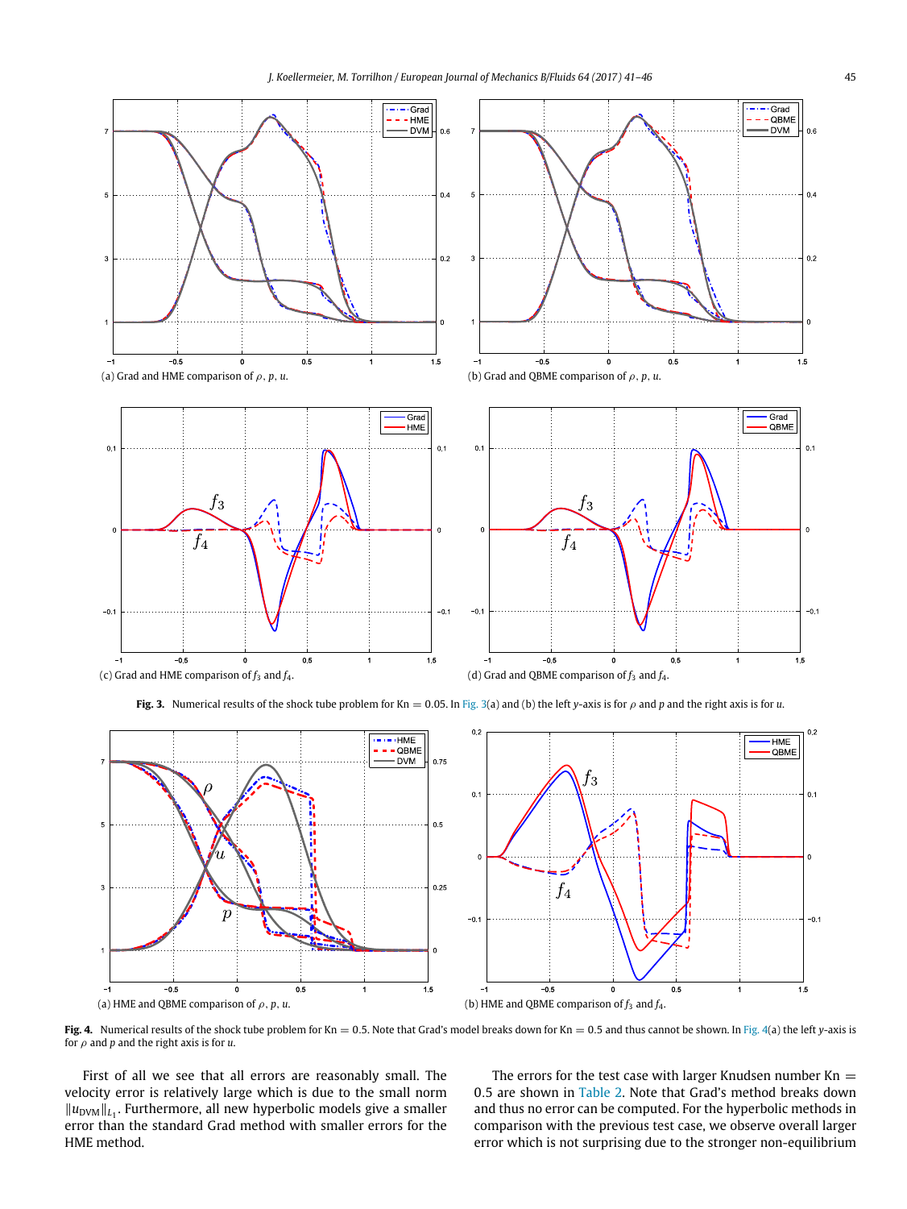Grad
HME
DVM

(a) Grad and HME comparison of $\rho$, $p$, $u$.

Grad
QBME
DVM

(b) Grad and QBME comparison of $\rho$, $p$, $u$.

Grad
HME
$f_3$
$f_4$

(c) Grad and HME comparison of $f_3$ and $f_4$.

Grad
QBME
$f_3$
$f_4$

(d) Grad and QBME comparison of $f_3$ and $f_4$.

**Fig. 3.** Numerical results of the shock tube problem for Kn = 0.05. In Fig. 3(a) and (b) the left $y$-axis is for $\rho$ and $p$ and the right axis is for $u$.

HME
QBME
DVM
$\rho$
$u$
$p$

(a) HME and QBME comparison of $\rho$, $p$, $u$.

HME
QBME
$f_3$
$f_4$

(b) HME and QBME comparison of $f_3$ and $f_4$.

**Fig. 4.** Numerical results of the shock tube problem for Kn = 0.5. Note that Grad's model breaks down for Kn = 0.5 and thus cannot be shown. In Fig. 4(a) the left $y$-axis is for $\rho$ and $p$ and the right axis is for $u$.

First of all we see that all errors are reasonably small. The velocity error is relatively large which is due to the small norm $\|u_{\text{DVM}}\|_{L_1}$. Furthermore, all new hyperbolic models give a smaller error than the standard Grad method with smaller errors for the HME method.

The errors for the test case with larger Knudsen number Kn = 0.5 are shown in Table 2. Note that Grad's method breaks down and thus no error can be computed. For the hyperbolic methods in comparison with the previous test case, we observe overall larger error which is not surprising due to the stronger non-equilibrium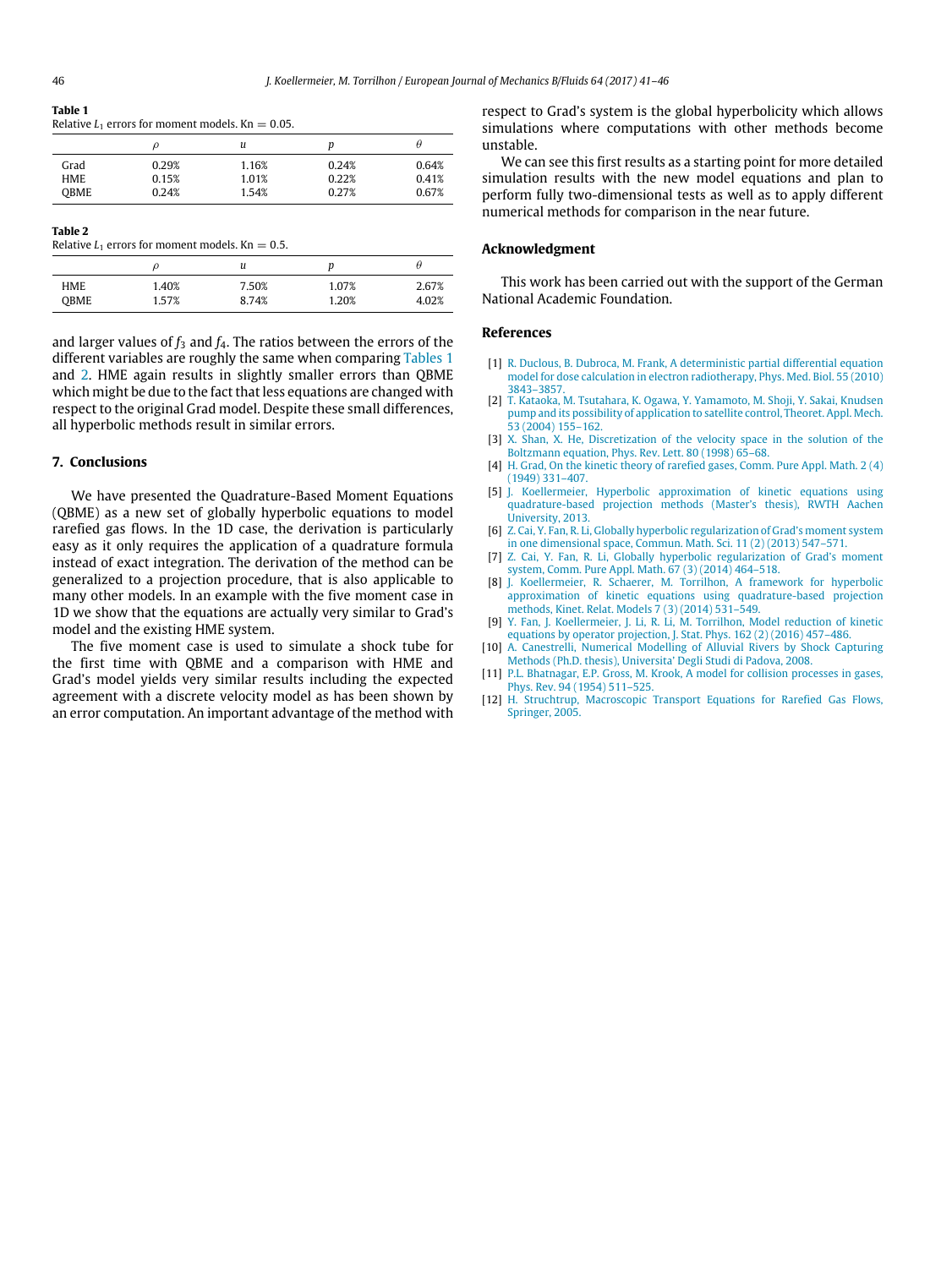**Table 1**
Relative $L_1$ errors for moment models. $\text{Kn} = 0.05$.

| | $\rho$ | $u$ | $p$ | $\theta$ |
|---|---|---|---|---|
| Grad | 0.29% | 1.16% | 0.24% | 0.64% |
| HME | 0.15% | 1.01% | 0.22% | 0.41% |
| QBME | 0.24% | 1.54% | 0.27% | 0.67% |

**Table 2**
Relative $L_1$ errors for moment models. $\text{Kn} = 0.5$.

| | $\rho$ | $u$ | $p$ | $\theta$ |
|---|---|---|---|---|
| HME | 1.40% | 7.50% | 1.07% | 2.67% |
| QBME | 1.57% | 8.74% | 1.20% | 4.02% |

and larger values of $f_3$ and $f_4$. The ratios between the errors of the different variables are roughly the same when comparing Tables 1 and 2. HME again results in slightly smaller errors than QBME which might be due to the fact that less equations are changed with respect to the original Grad model. Despite these small differences, all hyperbolic methods result in similar errors.

## 7. Conclusions

We have presented the Quadrature-Based Moment Equations (QBME) as a new set of globally hyperbolic equations to model rarefied gas flows. In the 1D case, the derivation is particularly easy as it only requires the application of a quadrature formula instead of exact integration. The derivation of the method can be generalized to a projection procedure, that is also applicable to many other models. In an example with the five moment case in 1D we show that the equations are actually very similar to Grad's model and the existing HME system.

The five moment case is used to simulate a shock tube for the first time with QBME and a comparison with HME and Grad's model yields very similar results including the expected agreement with a discrete velocity model as has been shown by an error computation. An important advantage of the method with respect to Grad's system is the global hyperbolicity which allows simulations where computations with other methods become unstable.

We can see this first results as a starting point for more detailed simulation results with the new model equations and plan to perform fully two-dimensional tests as well as to apply different numerical methods for comparison in the near future.

## Acknowledgment

This work has been carried out with the support of the German National Academic Foundation.

## References

[1] R. Duclous, B. Dubroca, M. Frank, A deterministic partial differential equation model for dose calculation in electron radiotherapy, Phys. Med. Biol. 55 (2010) 3843–3857.

[2] T. Kataoka, M. Tsutahara, K. Ogawa, Y. Yamamoto, M. Shoji, Y. Sakai, Knudsen pump and its possibility of application to satellite control, Theoret. Appl. Mech. 53 (2004) 155–162.

[3] X. Shan, X. He, Discretization of the velocity space in the solution of the Boltzmann equation, Phys. Rev. Lett. 80 (1998) 65–68.

[4] H. Grad, On the kinetic theory of rarefied gases, Comm. Pure Appl. Math. 2 (4) (1949) 331–407.

[5] J. Koellermeier, Hyperbolic approximation of kinetic equations using quadrature-based projection methods (Master's thesis), RWTH Aachen University, 2013.

[6] Z. Cai, Y. Fan, R. Li, Globally hyperbolic regularization of Grad's moment system in one dimensional space, Commun. Math. Sci. 11 (2) (2013) 547–571.

[7] Z. Cai, Y. Fan, R. Li, Globally hyperbolic regularization of Grad's moment system, Comm. Pure Appl. Math. 67 (3) (2014) 464–518.

[8] J. Koellermeier, R. Schaerer, M. Torrilhon, A framework for hyperbolic approximation of kinetic equations using quadrature-based projection methods, Kinet. Relat. Models 7 (3) (2014) 531–549.

[9] Y. Fan, J. Koellermeier, J. Li, R. Li, M. Torrilhon, Model reduction of kinetic equations by operator projection, J. Stat. Phys. 162 (2) (2016) 457–486.

[10] A. Canestrelli, Numerical Modelling of Alluvial Rivers by Shock Capturing Methods (Ph.D. thesis), Universita' Degli Studi di Padova, 2008.

[11] P.L. Bhatnagar, E.P. Gross, M. Krook, A model for collision processes in gases, Phys. Rev. 94 (1954) 511–525.

[12] H. Struchtrup, Macroscopic Transport Equations for Rarefied Gas Flows, Springer, 2005.